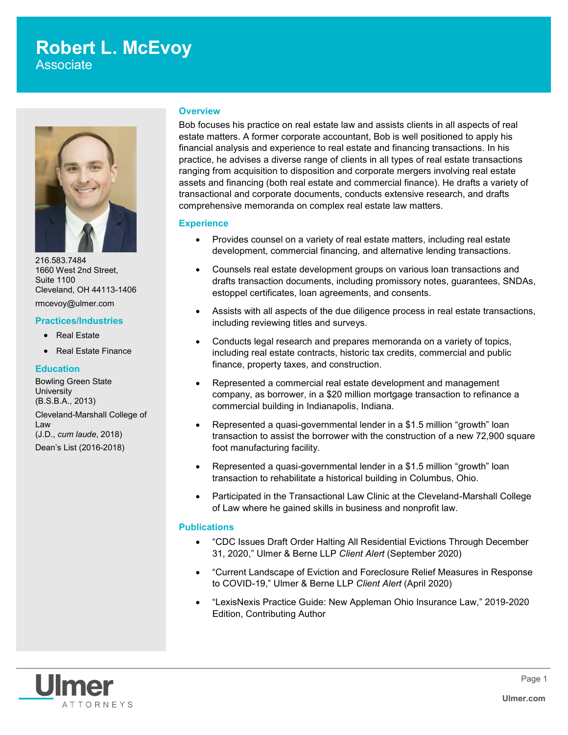# Robert L. McEvoy

Associate

216.583.7484
1660 West 2nd Street,
Suite 1100
Cleveland, OH 44113-1406

rmcevoy@ulmer.com

## Practices/Industries

- Real Estate
- Real Estate Finance

## Education

Bowling Green State University
(B.S.B.A., 2013)

Cleveland-Marshall College of Law
(J.D., *cum laude*, 2018)

Dean's List (2016-2018)

## Overview

Bob focuses his practice on real estate law and assists clients in all aspects of real estate matters. A former corporate accountant, Bob is well positioned to apply his financial analysis and experience to real estate and financing transactions. In his practice, he advises a diverse range of clients in all types of real estate transactions ranging from acquisition to disposition and corporate mergers involving real estate assets and financing (both real estate and commercial finance). He drafts a variety of transactional and corporate documents, conducts extensive research, and drafts comprehensive memoranda on complex real estate law matters.

## Experience

- Provides counsel on a variety of real estate matters, including real estate development, commercial financing, and alternative lending transactions.
- Counsels real estate development groups on various loan transactions and drafts transaction documents, including promissory notes, guarantees, SNDAs, estoppel certificates, loan agreements, and consents.
- Assists with all aspects of the due diligence process in real estate transactions, including reviewing titles and surveys.
- Conducts legal research and prepares memoranda on a variety of topics, including real estate contracts, historic tax credits, commercial and public finance, property taxes, and construction.
- Represented a commercial real estate development and management company, as borrower, in a $20 million mortgage transaction to refinance a commercial building in Indianapolis, Indiana.
- Represented a quasi-governmental lender in a $1.5 million "growth" loan transaction to assist the borrower with the construction of a new 72,900 square foot manufacturing facility.
- Represented a quasi-governmental lender in a $1.5 million "growth" loan transaction to rehabilitate a historical building in Columbus, Ohio.
- Participated in the Transactional Law Clinic at the Cleveland-Marshall College of Law where he gained skills in business and nonprofit law.

## Publications

- "CDC Issues Draft Order Halting All Residential Evictions Through December 31, 2020," Ulmer & Berne LLP *Client Alert* (September 2020)
- "Current Landscape of Eviction and Foreclosure Relief Measures in Response to COVID-19," Ulmer & Berne LLP *Client Alert* (April 2020)
- "LexisNexis Practice Guide: New Appleman Ohio Insurance Law," 2019-2020 Edition, Contributing Author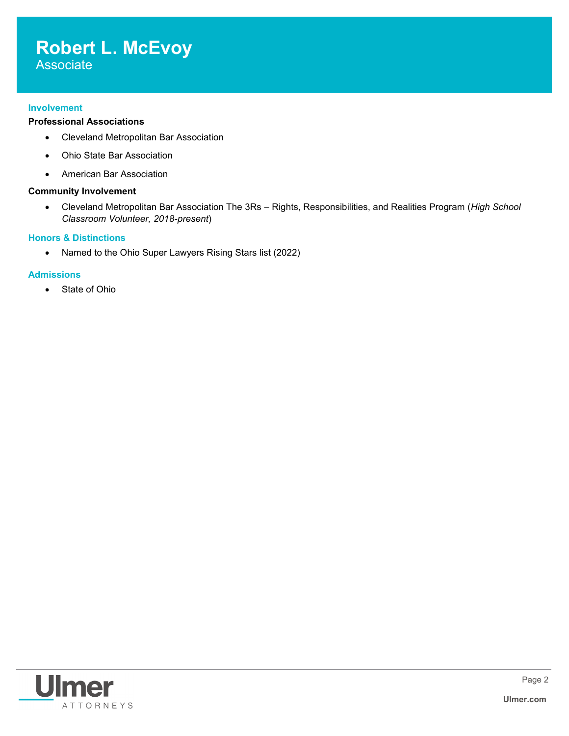# Robert L. McEvoy

Associate

## Involvement

### Professional Associations

- Cleveland Metropolitan Bar Association
- Ohio State Bar Association
- American Bar Association

### Community Involvement

- Cleveland Metropolitan Bar Association The 3Rs – Rights, Responsibilities, and Realities Program (*High School Classroom Volunteer, 2018-present*)

## Honors & Distinctions

- Named to the Ohio Super Lawyers Rising Stars list (2022)

## Admissions

- State of Ohio